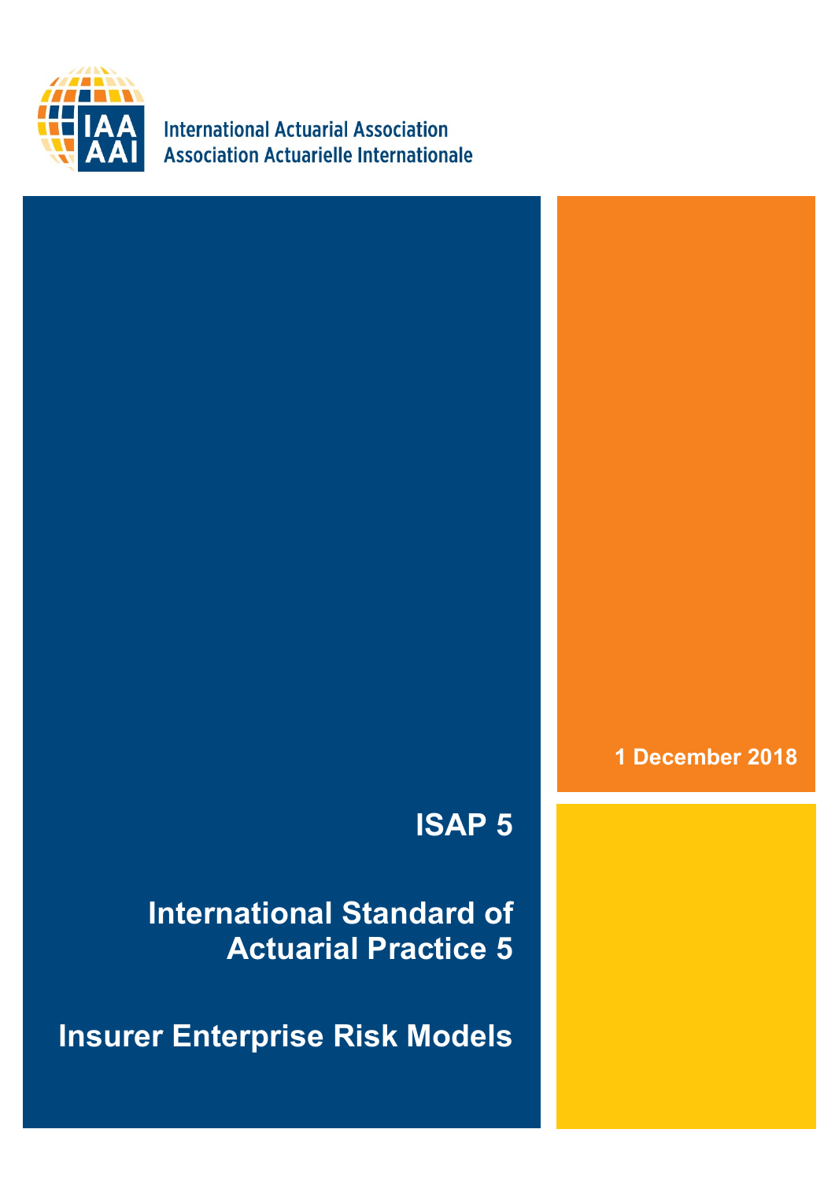International Actuarial Association
Association Actuarielle Internationale

1 December 2018

# ISAP 5

# International Standard of Actuarial Practice 5

# Insurer Enterprise Risk Models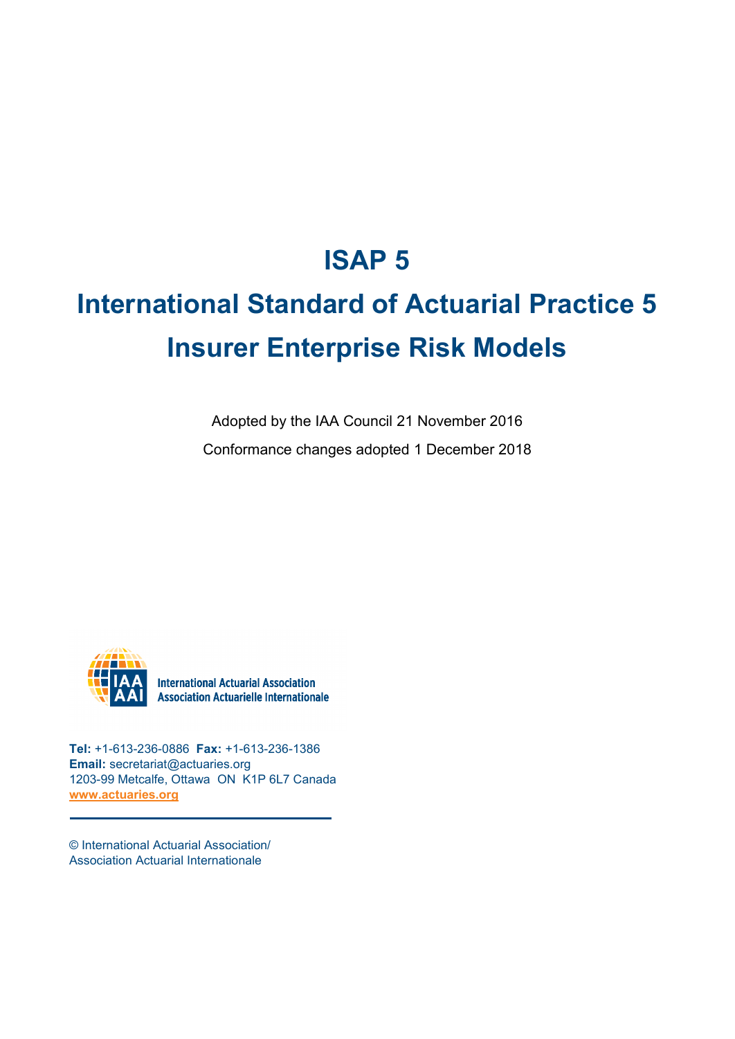# ISAP 5

# International Standard of Actuarial Practice 5

# Insurer Enterprise Risk Models

Adopted by the IAA Council 21 November 2016

Conformance changes adopted 1 December 2018

International Actuarial Association
Association Actuarielle Internationale

**Tel:** +1-613-236-0886 **Fax:** +1-613-236-1386
**Email:** secretariat@actuaries.org
1203-99 Metcalfe, Ottawa ON K1P 6L7 Canada
www.actuaries.org

© International Actuarial Association/
Association Actuarial Internationale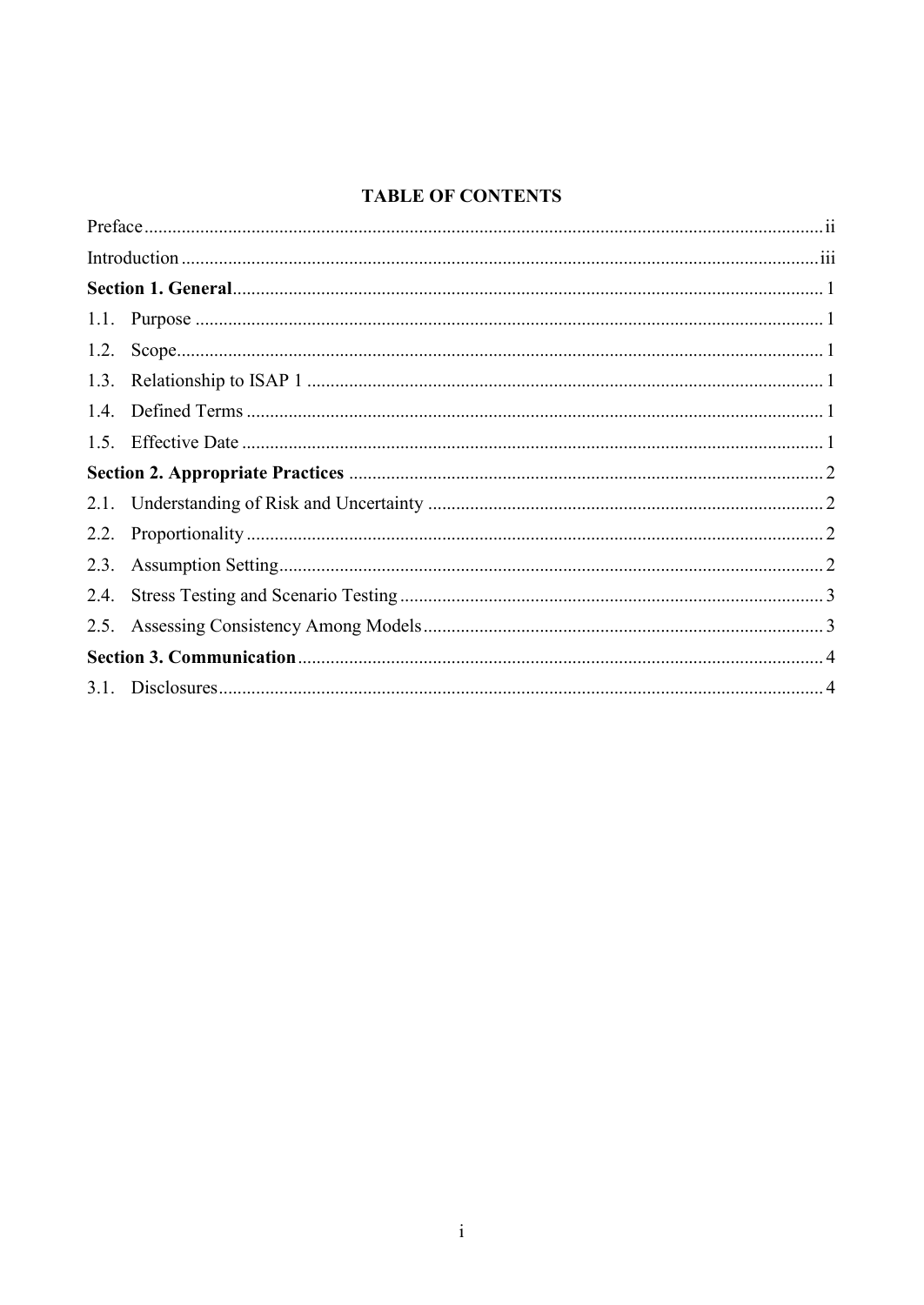# TABLE OF CONTENTS

Preface ........................................................................................................................................ ii

Introduction ................................................................................................................................ iii

**Section 1. General** ..................................................................................................................... 1

1.1. Purpose ................................................................................................................................ 1

1.2. Scope .................................................................................................................................... 1

1.3. Relationship to ISAP 1 ....................................................................................................... 1

1.4. Defined Terms ..................................................................................................................... 1

1.5. Effective Date ...................................................................................................................... 1

**Section 2. Appropriate Practices** ............................................................................................ 2

2.1. Understanding of Risk and Uncertainty .............................................................................. 2

2.2. Proportionality ..................................................................................................................... 2

2.3. Assumption Setting .............................................................................................................. 2

2.4. Stress Testing and Scenario Testing .................................................................................... 3

2.5. Assessing Consistency Among Models ............................................................................... 3

**Section 3. Communication** ....................................................................................................... 4

3.1. Disclosures ........................................................................................................................... 4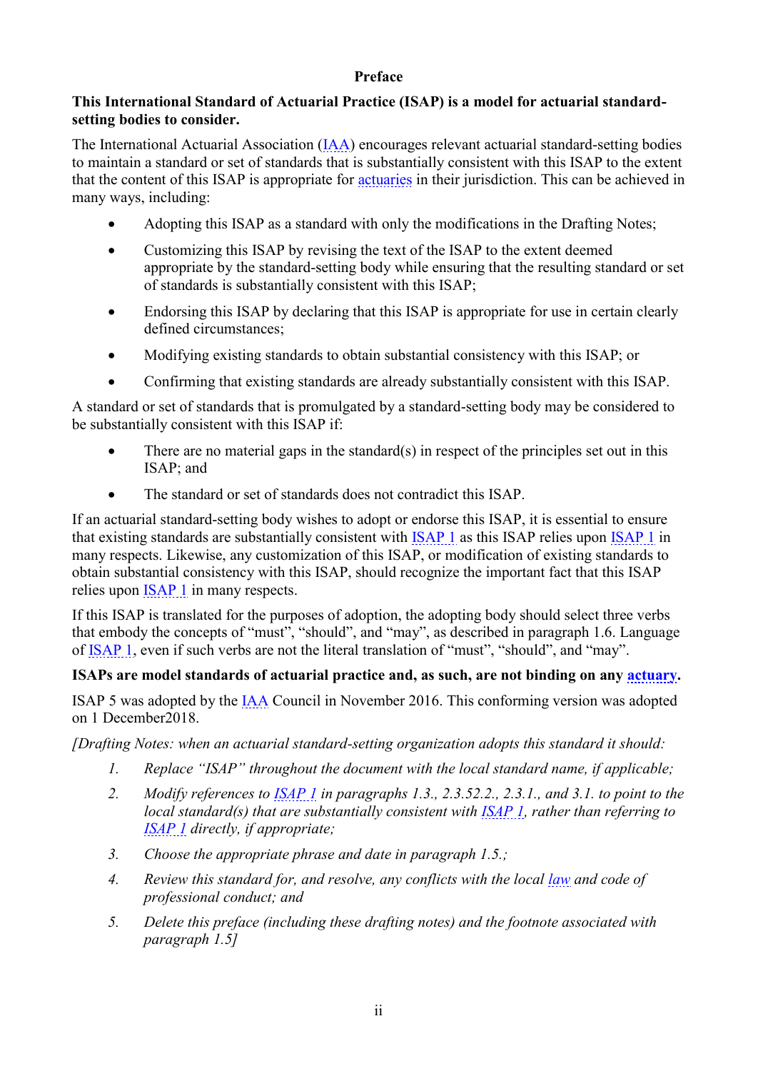# Preface

**This International Standard of Actuarial Practice (ISAP) is a model for actuarial standard-setting bodies to consider.**

The International Actuarial Association (IAA) encourages relevant actuarial standard-setting bodies to maintain a standard or set of standards that is substantially consistent with this ISAP to the extent that the content of this ISAP is appropriate for actuaries in their jurisdiction. This can be achieved in many ways, including:

- Adopting this ISAP as a standard with only the modifications in the Drafting Notes;
- Customizing this ISAP by revising the text of the ISAP to the extent deemed appropriate by the standard-setting body while ensuring that the resulting standard or set of standards is substantially consistent with this ISAP;
- Endorsing this ISAP by declaring that this ISAP is appropriate for use in certain clearly defined circumstances;
- Modifying existing standards to obtain substantial consistency with this ISAP; or
- Confirming that existing standards are already substantially consistent with this ISAP.

A standard or set of standards that is promulgated by a standard-setting body may be considered to be substantially consistent with this ISAP if:

- There are no material gaps in the standard(s) in respect of the principles set out in this ISAP; and
- The standard or set of standards does not contradict this ISAP.

If an actuarial standard-setting body wishes to adopt or endorse this ISAP, it is essential to ensure that existing standards are substantially consistent with ISAP 1 as this ISAP relies upon ISAP 1 in many respects. Likewise, any customization of this ISAP, or modification of existing standards to obtain substantial consistency with this ISAP, should recognize the important fact that this ISAP relies upon ISAP 1 in many respects.

If this ISAP is translated for the purposes of adoption, the adopting body should select three verbs that embody the concepts of "must", "should", and "may", as described in paragraph 1.6. Language of ISAP 1, even if such verbs are not the literal translation of "must", "should", and "may".

**ISAPs are model standards of actuarial practice and, as such, are not binding on any actuary.**

ISAP 5 was adopted by the IAA Council in November 2016. This conforming version was adopted on 1 December2018.

*[Drafting Notes: when an actuarial standard-setting organization adopts this standard it should:*

1. *Replace "ISAP" throughout the document with the local standard name, if applicable;*
2. *Modify references to ISAP 1 in paragraphs 1.3., 2.3.52.2., 2.3.1., and 3.1. to point to the local standard(s) that are substantially consistent with ISAP 1, rather than referring to ISAP 1 directly, if appropriate;*
3. *Choose the appropriate phrase and date in paragraph 1.5.;*
4. *Review this standard for, and resolve, any conflicts with the local law and code of professional conduct; and*
5. *Delete this preface (including these drafting notes) and the footnote associated with paragraph 1.5]*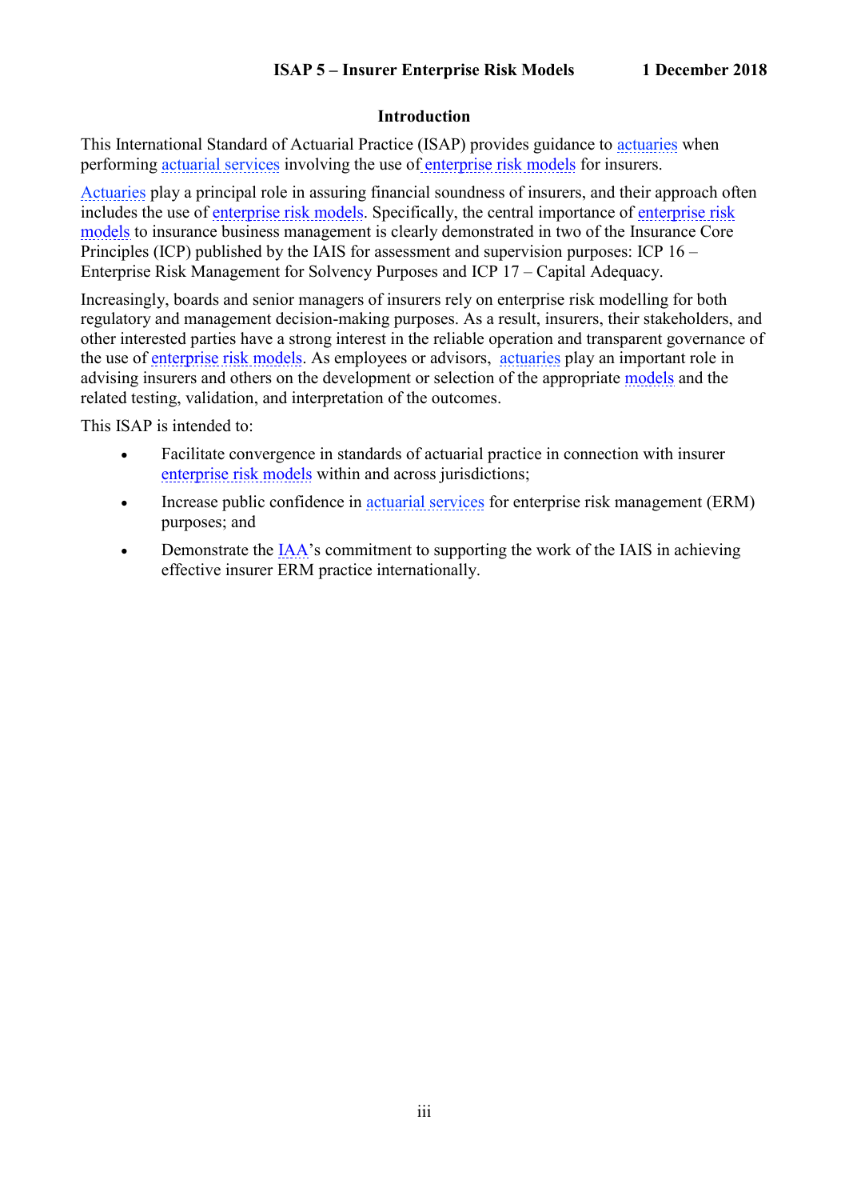## Introduction

This International Standard of Actuarial Practice (ISAP) provides guidance to actuaries when performing actuarial services involving the use of enterprise risk models for insurers.

Actuaries play a principal role in assuring financial soundness of insurers, and their approach often includes the use of enterprise risk models. Specifically, the central importance of enterprise risk models to insurance business management is clearly demonstrated in two of the Insurance Core Principles (ICP) published by the IAIS for assessment and supervision purposes: ICP 16 – Enterprise Risk Management for Solvency Purposes and ICP 17 – Capital Adequacy.

Increasingly, boards and senior managers of insurers rely on enterprise risk modelling for both regulatory and management decision-making purposes. As a result, insurers, their stakeholders, and other interested parties have a strong interest in the reliable operation and transparent governance of the use of enterprise risk models. As employees or advisors, actuaries play an important role in advising insurers and others on the development or selection of the appropriate models and the related testing, validation, and interpretation of the outcomes.

This ISAP is intended to:

- Facilitate convergence in standards of actuarial practice in connection with insurer enterprise risk models within and across jurisdictions;
- Increase public confidence in actuarial services for enterprise risk management (ERM) purposes; and
- Demonstrate the IAA's commitment to supporting the work of the IAIS in achieving effective insurer ERM practice internationally.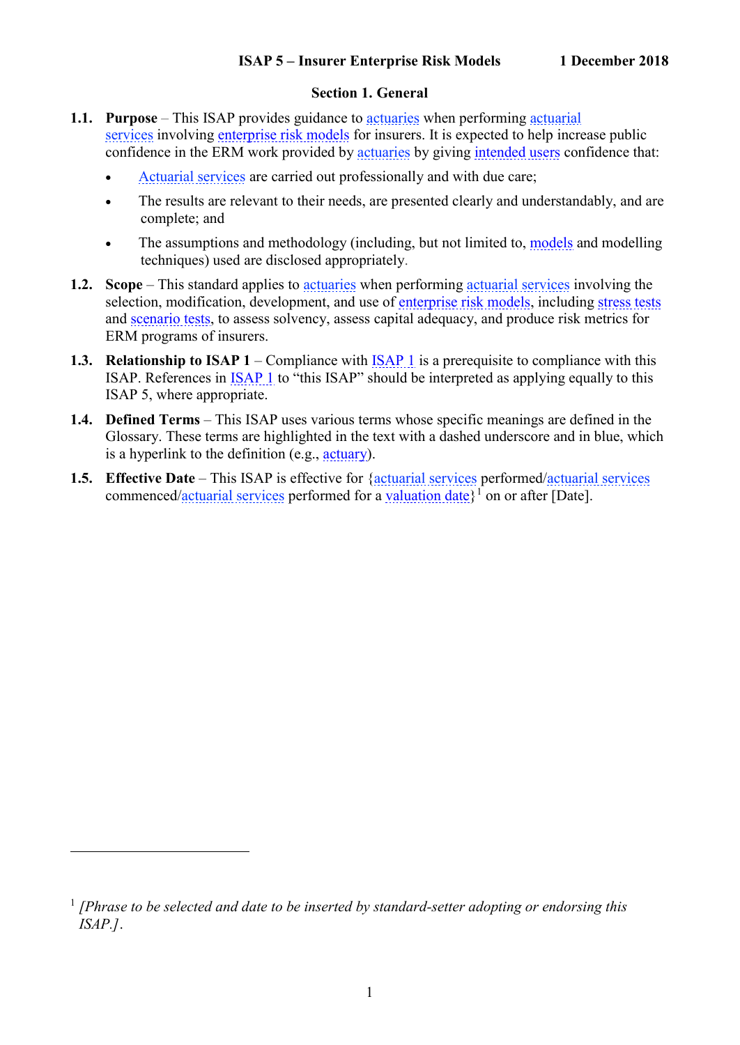## Section 1. General

**1.1. Purpose** – This ISAP provides guidance to actuaries when performing actuarial services involving enterprise risk models for insurers. It is expected to help increase public confidence in the ERM work provided by actuaries by giving intended users confidence that:

- Actuarial services are carried out professionally and with due care;
- The results are relevant to their needs, are presented clearly and understandably, and are complete; and
- The assumptions and methodology (including, but not limited to, models and modelling techniques) used are disclosed appropriately.

**1.2. Scope** – This standard applies to actuaries when performing actuarial services involving the selection, modification, development, and use of enterprise risk models, including stress tests and scenario tests, to assess solvency, assess capital adequacy, and produce risk metrics for ERM programs of insurers.

**1.3. Relationship to ISAP 1** – Compliance with ISAP 1 is a prerequisite to compliance with this ISAP. References in ISAP 1 to "this ISAP" should be interpreted as applying equally to this ISAP 5, where appropriate.

**1.4. Defined Terms** – This ISAP uses various terms whose specific meanings are defined in the Glossary. These terms are highlighted in the text with a dashed underscore and in blue, which is a hyperlink to the definition (e.g., actuary).

**1.5. Effective Date** – This ISAP is effective for {actuarial services performed/actuarial services commenced/actuarial services performed for a valuation date}[1] on or after [Date].

---

[1] *[Phrase to be selected and date to be inserted by standard-setter adopting or endorsing this ISAP.]*.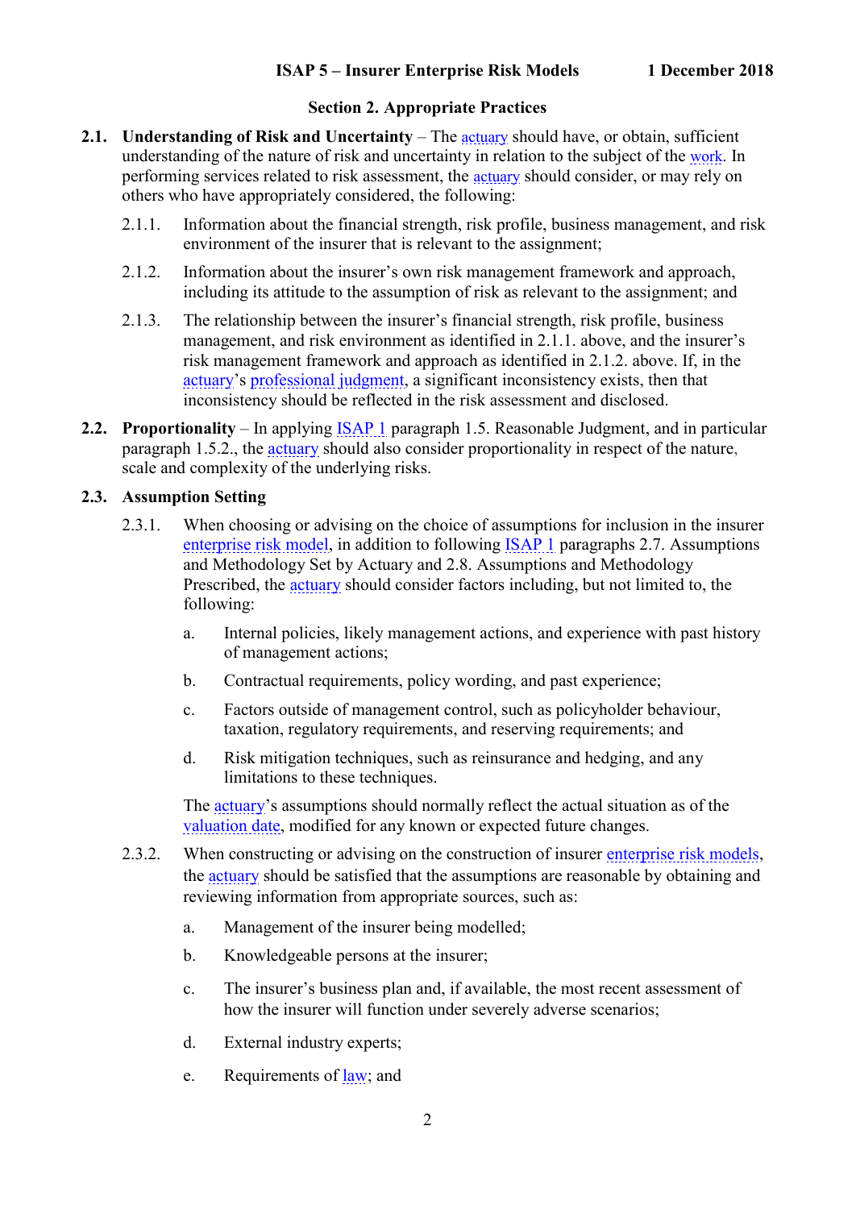## Section 2. Appropriate Practices

**2.1. Understanding of Risk and Uncertainty** – The actuary should have, or obtain, sufficient understanding of the nature of risk and uncertainty in relation to the subject of the work. In performing services related to risk assessment, the actuary should consider, or may rely on others who have appropriately considered, the following:

2.1.1. Information about the financial strength, risk profile, business management, and risk environment of the insurer that is relevant to the assignment;

2.1.2. Information about the insurer's own risk management framework and approach, including its attitude to the assumption of risk as relevant to the assignment; and

2.1.3. The relationship between the insurer's financial strength, risk profile, business management, and risk environment as identified in 2.1.1. above, and the insurer's risk management framework and approach as identified in 2.1.2. above. If, in the actuary's professional judgment, a significant inconsistency exists, then that inconsistency should be reflected in the risk assessment and disclosed.

**2.2. Proportionality** – In applying ISAP 1 paragraph 1.5. Reasonable Judgment, and in particular paragraph 1.5.2., the actuary should also consider proportionality in respect of the nature, scale and complexity of the underlying risks.

**2.3. Assumption Setting**

2.3.1. When choosing or advising on the choice of assumptions for inclusion in the insurer enterprise risk model, in addition to following ISAP 1 paragraphs 2.7. Assumptions and Methodology Set by Actuary and 2.8. Assumptions and Methodology Prescribed, the actuary should consider factors including, but not limited to, the following:

a. Internal policies, likely management actions, and experience with past history of management actions;

b. Contractual requirements, policy wording, and past experience;

c. Factors outside of management control, such as policyholder behaviour, taxation, regulatory requirements, and reserving requirements; and

d. Risk mitigation techniques, such as reinsurance and hedging, and any limitations to these techniques.

The actuary's assumptions should normally reflect the actual situation as of the valuation date, modified for any known or expected future changes.

2.3.2. When constructing or advising on the construction of insurer enterprise risk models, the actuary should be satisfied that the assumptions are reasonable by obtaining and reviewing information from appropriate sources, such as:

a. Management of the insurer being modelled;

b. Knowledgeable persons at the insurer;

c. The insurer's business plan and, if available, the most recent assessment of how the insurer will function under severely adverse scenarios;

d. External industry experts;

e. Requirements of law; and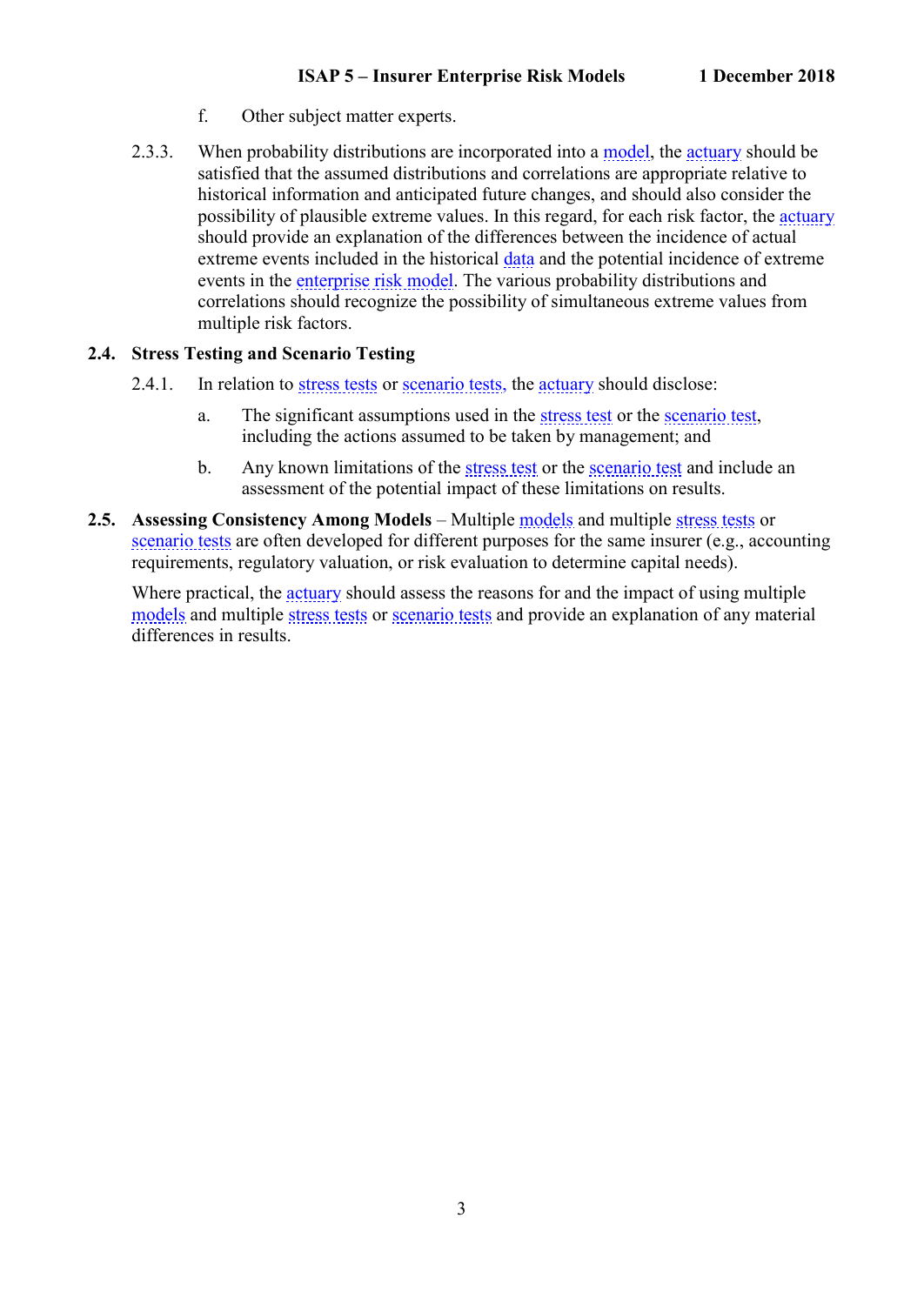f. Other subject matter experts.

2.3.3. When probability distributions are incorporated into a model, the actuary should be satisfied that the assumed distributions and correlations are appropriate relative to historical information and anticipated future changes, and should also consider the possibility of plausible extreme values. In this regard, for each risk factor, the actuary should provide an explanation of the differences between the incidence of actual extreme events included in the historical data and the potential incidence of extreme events in the enterprise risk model. The various probability distributions and correlations should recognize the possibility of simultaneous extreme values from multiple risk factors.

## 2.4. Stress Testing and Scenario Testing

2.4.1. In relation to stress tests or scenario tests, the actuary should disclose:

a. The significant assumptions used in the stress test or the scenario test, including the actions assumed to be taken by management; and

b. Any known limitations of the stress test or the scenario test and include an assessment of the potential impact of these limitations on results.

**2.5. Assessing Consistency Among Models** – Multiple models and multiple stress tests or scenario tests are often developed for different purposes for the same insurer (e.g., accounting requirements, regulatory valuation, or risk evaluation to determine capital needs).

Where practical, the actuary should assess the reasons for and the impact of using multiple models and multiple stress tests or scenario tests and provide an explanation of any material differences in results.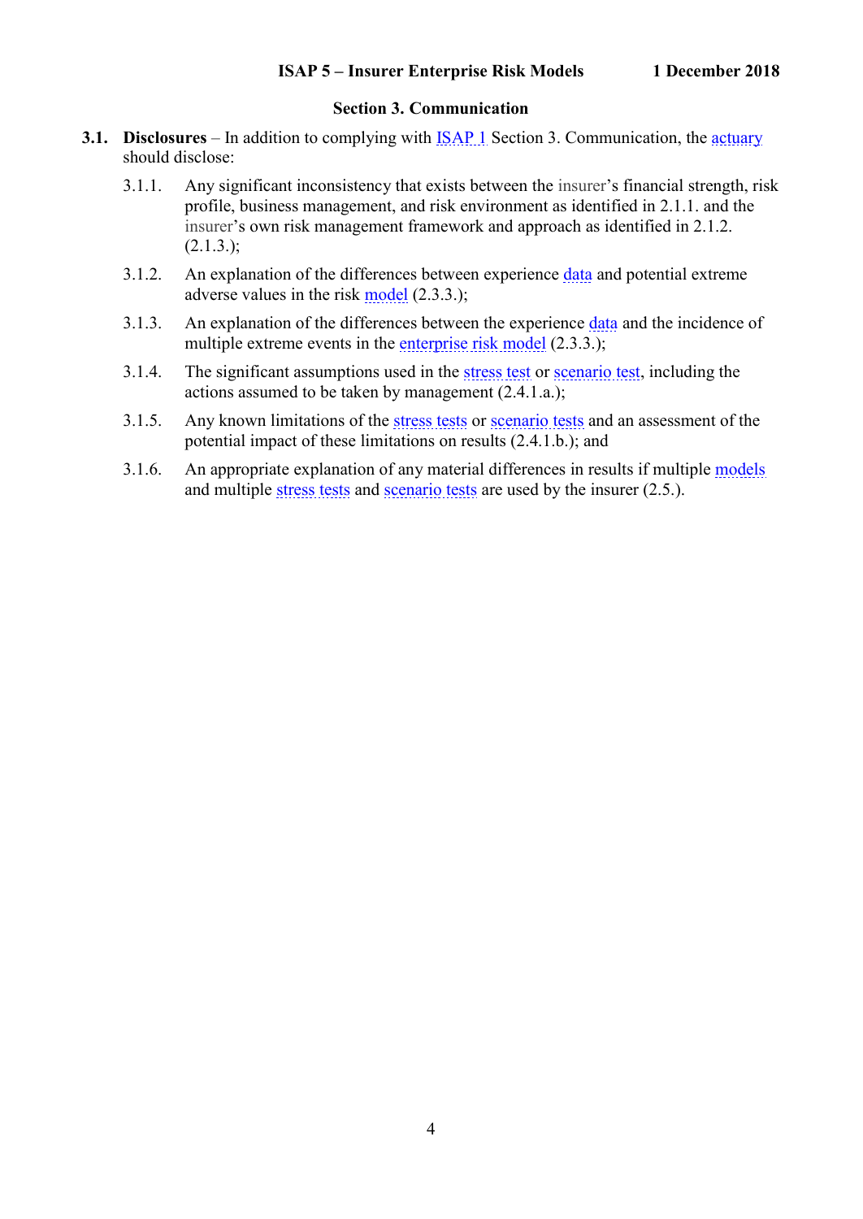## Section 3. Communication

**3.1. Disclosures** – In addition to complying with ISAP 1 Section 3. Communication, the actuary should disclose:

3.1.1. Any significant inconsistency that exists between the insurer's financial strength, risk profile, business management, and risk environment as identified in 2.1.1. and the insurer's own risk management framework and approach as identified in 2.1.2. (2.1.3.);

3.1.2. An explanation of the differences between experience data and potential extreme adverse values in the risk model (2.3.3.);

3.1.3. An explanation of the differences between the experience data and the incidence of multiple extreme events in the enterprise risk model (2.3.3.);

3.1.4. The significant assumptions used in the stress test or scenario test, including the actions assumed to be taken by management (2.4.1.a.);

3.1.5. Any known limitations of the stress tests or scenario tests and an assessment of the potential impact of these limitations on results (2.4.1.b.); and

3.1.6. An appropriate explanation of any material differences in results if multiple models and multiple stress tests and scenario tests are used by the insurer (2.5.).